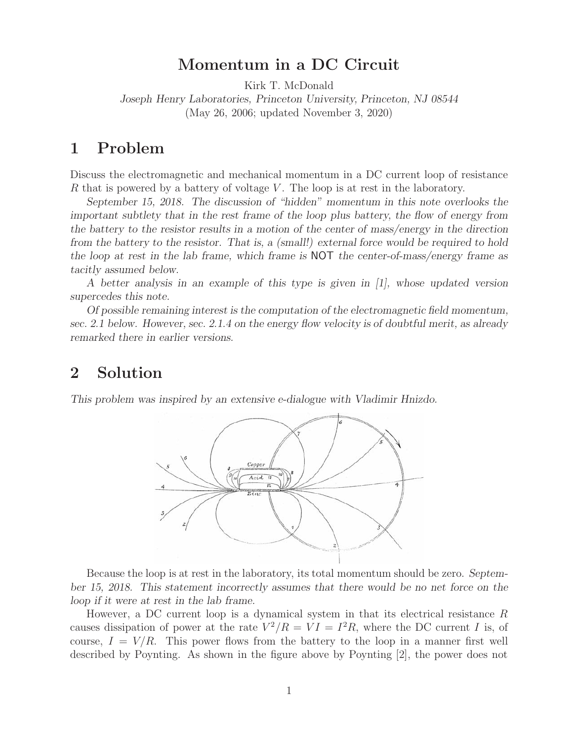# Momentum in a DC Circuit

Kirk T. McDonald

*Joseph Henry Laboratories, Princeton University, Princeton, NJ 08544*

(May 26, 2006; updated November 3, 2020)

## 1 Problem

Discuss the electromagnetic and mechanical momentum in a DC current loop of resistance $R$ that is powered by a battery of voltage $V$. The loop is at rest in the laboratory.

*September 15, 2018. The discussion of "hidden" momentum in this note overlooks the important subtlety that in the rest frame of the loop plus battery, the flow of energy from the battery to the resistor results in a motion of the center of mass/energy in the direction from the battery to the resistor. That is, a (small!) external force would be required to hold the loop at rest in the lab frame, which frame is* NOT *the center-of-mass/energy frame as tacitly assumed below.*

*A better analysis in an example of this type is given in [1], whose updated version supercedes this note.*

*Of possible remaining interest is the computation of the electromagnetic field momentum, sec. 2.1 below. However, sec. 2.1.4 on the energy flow velocity is of doubtful merit, as already remarked there in earlier versions.*

## 2 Solution

*This problem was inspired by an extensive e-dialogue with Vladimir Hnizdo.*

Because the loop is at rest in the laboratory, its total momentum should be zero. *September 15, 2018. This statement incorrectly assumes that there would be no net force on the loop if it were at rest in the lab frame.*

However, a DC current loop is a dynamical system in that its electrical resistance $R$ causes dissipation of power at the rate $V^2/R = VI = I^2R$, where the DC current $I$ is, of course, $I = V/R$. This power flows from the battery to the loop in a manner first well described by Poynting. As shown in the figure above by Poynting [2], the power does not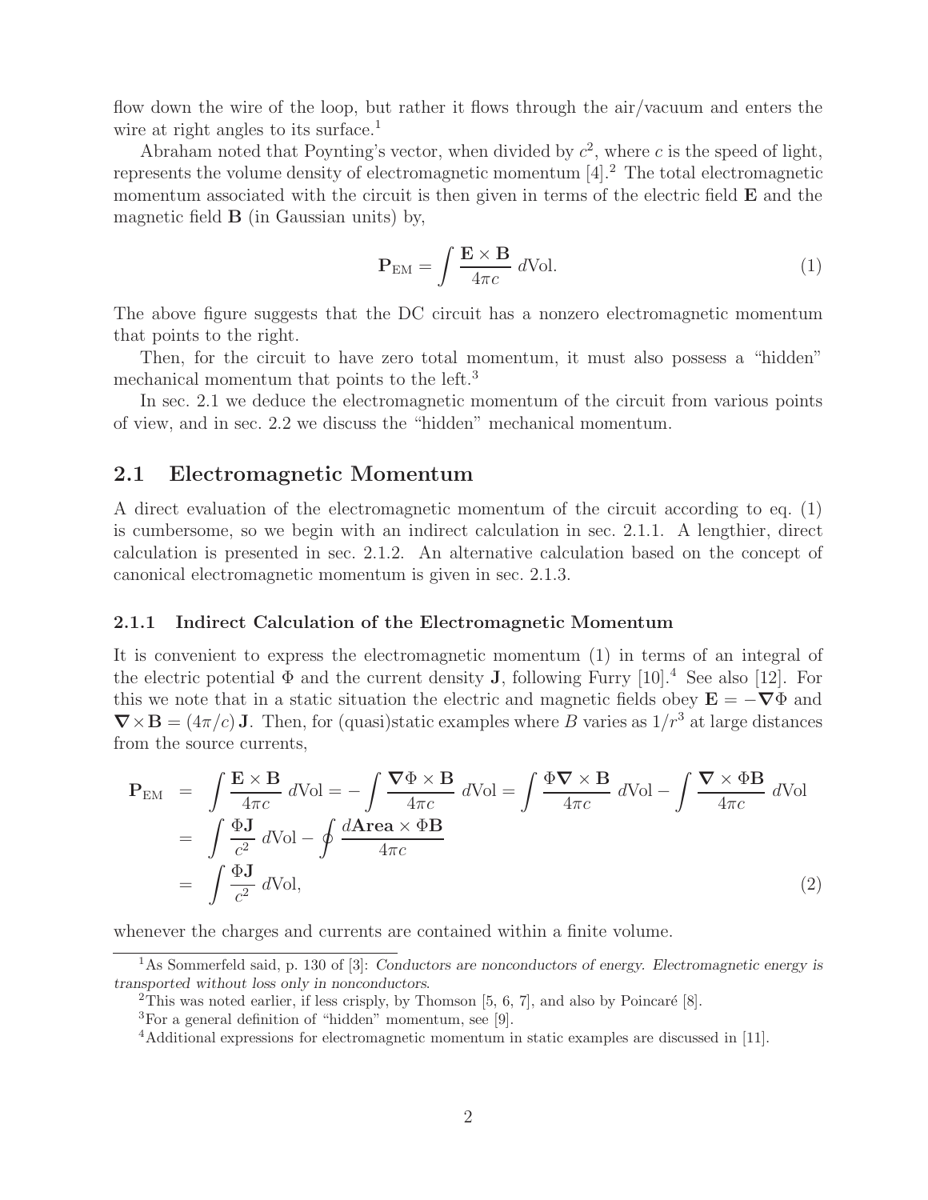flow down the wire of the loop, but rather it flows through the air/vacuum and enters the wire at right angles to its surface.[1]

Abraham noted that Poynting's vector, when divided by $c^2$, where $c$ is the speed of light, represents the volume density of electromagnetic momentum [4].[2] The total electromagnetic momentum associated with the circuit is then given in terms of the electric field $\mathbf{E}$ and the magnetic field $\mathbf{B}$ (in Gaussian units) by,

$$\mathbf{P}_{\text{EM}} = \int \frac{\mathbf{E} \times \mathbf{B}}{4\pi c}\, d\text{Vol}. \tag{1}$$

The above figure suggests that the DC circuit has a nonzero electromagnetic momentum that points to the right.

Then, for the circuit to have zero total momentum, it must also possess a "hidden" mechanical momentum that points to the left.[3]

In sec. 2.1 we deduce the electromagnetic momentum of the circuit from various points of view, and in sec. 2.2 we discuss the "hidden" mechanical momentum.

## 2.1 Electromagnetic Momentum

A direct evaluation of the electromagnetic momentum of the circuit according to eq. (1) is cumbersome, so we begin with an indirect calculation in sec. 2.1.1. A lengthier, direct calculation is presented in sec. 2.1.2. An alternative calculation based on the concept of canonical electromagnetic momentum is given in sec. 2.1.3.

### 2.1.1 Indirect Calculation of the Electromagnetic Momentum

It is convenient to express the electromagnetic momentum (1) in terms of an integral of the electric potential $\Phi$ and the current density $\mathbf{J}$, following Furry [10].[4] See also [12]. For this we note that in a static situation the electric and magnetic fields obey $\mathbf{E} = -\boldsymbol{\nabla}\Phi$ and $\boldsymbol{\nabla} \times \mathbf{B} = (4\pi/c)\,\mathbf{J}$. Then, for (quasi)static examples where $B$ varies as $1/r^3$ at large distances from the source currents,

$$\begin{aligned}
\mathbf{P}_{\text{EM}} &= \int \frac{\mathbf{E} \times \mathbf{B}}{4\pi c}\, d\text{Vol} = -\int \frac{\boldsymbol{\nabla}\Phi \times \mathbf{B}}{4\pi c}\, d\text{Vol} = \int \frac{\Phi \boldsymbol{\nabla} \times \mathbf{B}}{4\pi c}\, d\text{Vol} - \int \frac{\boldsymbol{\nabla} \times \Phi\mathbf{B}}{4\pi c}\, d\text{Vol} \\
&= \int \frac{\Phi \mathbf{J}}{c^2}\, d\text{Vol} - \oint \frac{d\mathbf{Area} \times \Phi\mathbf{B}}{4\pi c} \\
&= \int \frac{\Phi \mathbf{J}}{c^2}\, d\text{Vol},
\end{aligned} \tag{2}$$

whenever the charges and currents are contained within a finite volume.

[1] As Sommerfeld said, p. 130 of [3]: *Conductors are nonconductors of energy. Electromagnetic energy is transported without loss only in nonconductors.*

[2] This was noted earlier, if less crisply, by Thomson [5, 6, 7], and also by Poincaré [8].

[3] For a general definition of "hidden" momentum, see [9].

[4] Additional expressions for electromagnetic momentum in static examples are discussed in [11].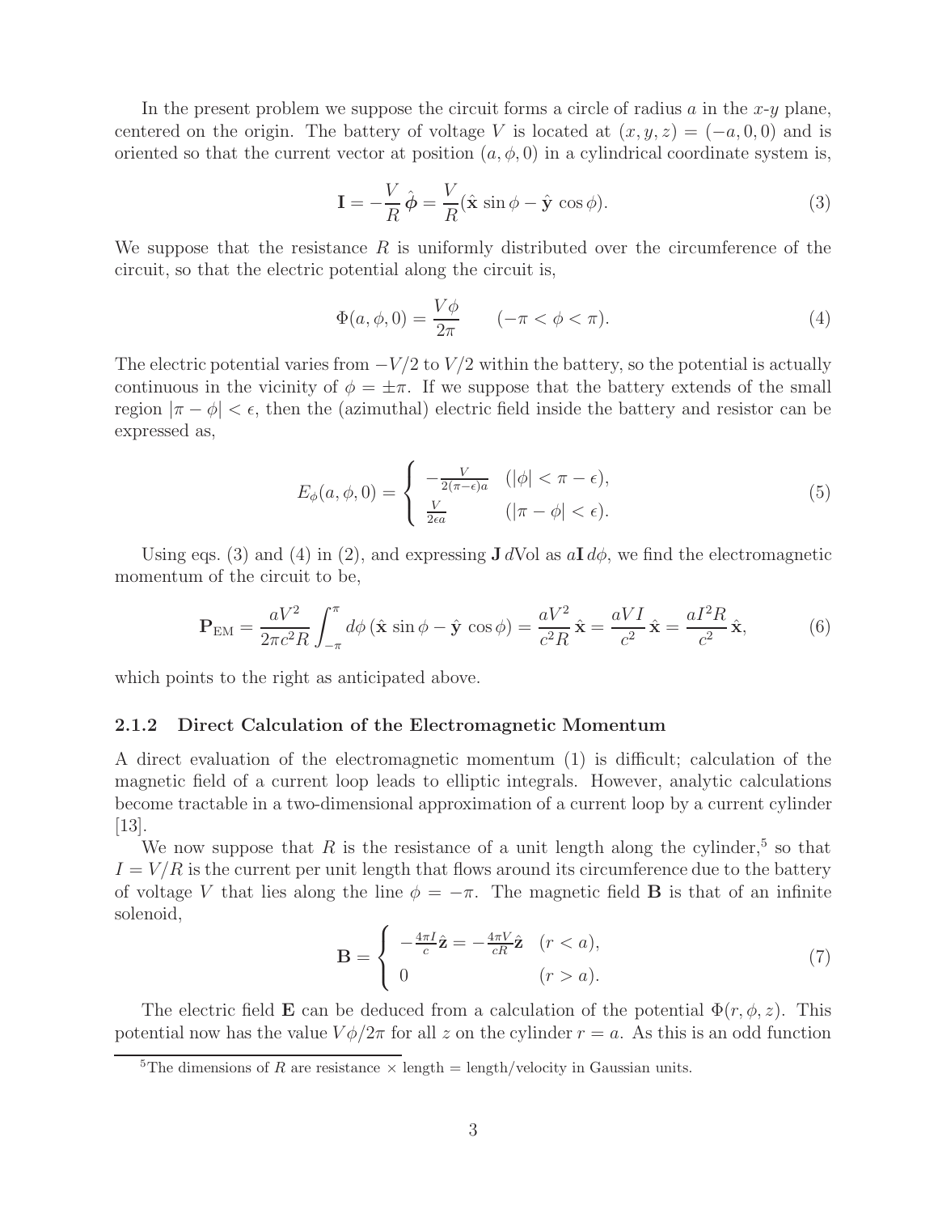In the present problem we suppose the circuit forms a circle of radius $a$ in the $x$-$y$ plane, centered on the origin. The battery of voltage $V$ is located at $(x, y, z) = (-a, 0, 0)$ and is oriented so that the current vector at position $(a, \phi, 0)$ in a cylindrical coordinate system is,

$$\mathbf{I} = -\frac{V}{R}\,\hat{\boldsymbol{\phi}} = \frac{V}{R}(\hat{\mathbf{x}}\,\sin\phi - \hat{\mathbf{y}}\,\cos\phi). \tag{3}$$

We suppose that the resistance $R$ is uniformly distributed over the circumference of the circuit, so that the electric potential along the circuit is,

$$\Phi(a, \phi, 0) = \frac{V\phi}{2\pi} \qquad (-\pi < \phi < \pi). \tag{4}$$

The electric potential varies from $-V/2$ to $V/2$ within the battery, so the potential is actually continuous in the vicinity of $\phi = \pm\pi$. If we suppose that the battery extends of the small region $|\pi - \phi| < \epsilon$, then the (azimuthal) electric field inside the battery and resistor can be expressed as,

$$E_\phi(a, \phi, 0) = \begin{cases} -\frac{V}{2(\pi-\epsilon)a} & (|\phi| < \pi - \epsilon), \\ \frac{V}{2\epsilon a} & (|\pi - \phi| < \epsilon). \end{cases} \tag{5}$$

Using eqs. (3) and (4) in (2), and expressing $\mathbf{J}\,d\mathrm{Vol}$ as $a\mathbf{I}\,d\phi$, we find the electromagnetic momentum of the circuit to be,

$$\mathbf{P}_{\mathrm{EM}} = \frac{aV^2}{2\pi c^2 R}\int_{-\pi}^{\pi} d\phi\,(\hat{\mathbf{x}}\,\sin\phi - \hat{\mathbf{y}}\,\cos\phi) = \frac{aV^2}{c^2 R}\,\hat{\mathbf{x}} = \frac{aVI}{c^2}\,\hat{\mathbf{x}} = \frac{aI^2 R}{c^2}\,\hat{\mathbf{x}}, \tag{6}$$

which points to the right as anticipated above.

### 2.1.2 Direct Calculation of the Electromagnetic Momentum

A direct evaluation of the electromagnetic momentum (1) is difficult; calculation of the magnetic field of a current loop leads to elliptic integrals. However, analytic calculations become tractable in a two-dimensional approximation of a current loop by a current cylinder [13].

We now suppose that $R$ is the resistance of a unit length along the cylinder,[5] so that $I = V/R$ is the current per unit length that flows around its circumference due to the battery of voltage $V$ that lies along the line $\phi = -\pi$. The magnetic field $\mathbf{B}$ is that of an infinite solenoid,

$$\mathbf{B} = \begin{cases} -\frac{4\pi I}{c}\hat{\mathbf{z}} = -\frac{4\pi V}{cR}\hat{\mathbf{z}} & (r < a), \\ 0 & (r > a). \end{cases} \tag{7}$$

The electric field $\mathbf{E}$ can be deduced from a calculation of the potential $\Phi(r, \phi, z)$. This potential now has the value $V\phi/2\pi$ for all $z$ on the cylinder $r = a$. As this is an odd function

[5] The dimensions of $R$ are resistance $\times$ length = length/velocity in Gaussian units.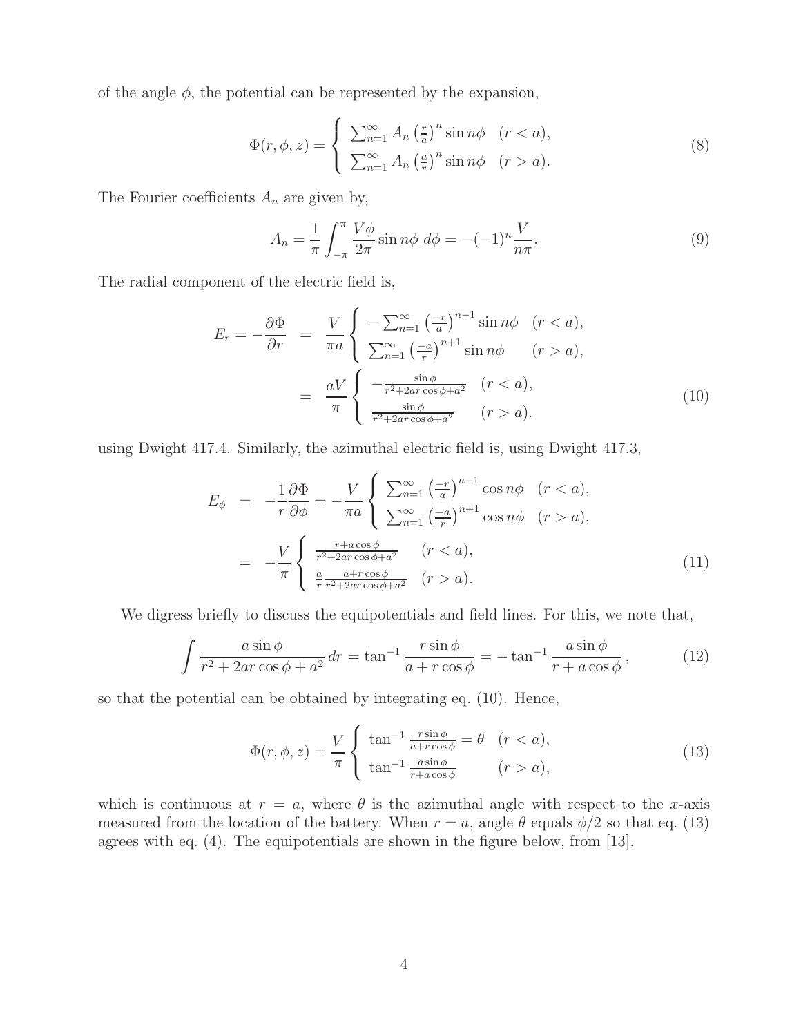of the angle $\phi$, the potential can be represented by the expansion,

$$
\Phi(r,\phi,z) = \begin{cases} \sum_{n=1}^{\infty} A_n \left(\frac{r}{a}\right)^n \sin n\phi & (r < a), \\ \sum_{n=1}^{\infty} A_n \left(\frac{a}{r}\right)^n \sin n\phi & (r > a). \end{cases} \tag{8}
$$

The Fourier coefficients $A_n$ are given by,

$$
A_n = \frac{1}{\pi}\int_{-\pi}^{\pi} \frac{V\phi}{2\pi} \sin n\phi \; d\phi = -(-1)^n \frac{V}{n\pi}. \tag{9}
$$

The radial component of the electric field is,

$$
\begin{aligned}
E_r = -\frac{\partial \Phi}{\partial r} &= \frac{V}{\pi a} \begin{cases} -\sum_{n=1}^{\infty} \left(\frac{-r}{a}\right)^{n-1} \sin n\phi & (r < a), \\ \sum_{n=1}^{\infty} \left(\frac{-a}{r}\right)^{n+1} \sin n\phi & (r > a), \end{cases} \\
&= \frac{aV}{\pi} \begin{cases} -\frac{\sin\phi}{r^2 + 2ar\cos\phi + a^2} & (r < a), \\ \frac{\sin\phi}{r^2 + 2ar\cos\phi + a^2} & (r > a). \end{cases}
\end{aligned} \tag{10}
$$

using Dwight 417.4. Similarly, the azimuthal electric field is, using Dwight 417.3,

$$
\begin{aligned}
E_\phi &= -\frac{1}{r}\frac{\partial \Phi}{\partial \phi} = -\frac{V}{\pi a} \begin{cases} \sum_{n=1}^{\infty} \left(\frac{-r}{a}\right)^{n-1} \cos n\phi & (r < a), \\ \sum_{n=1}^{\infty} \left(\frac{-a}{r}\right)^{n+1} \cos n\phi & (r > a), \end{cases} \\
&= -\frac{V}{\pi} \begin{cases} \frac{r + a\cos\phi}{r^2 + 2ar\cos\phi + a^2} & (r < a), \\ \frac{a}{r}\frac{a + r\cos\phi}{r^2 + 2ar\cos\phi + a^2} & (r > a). \end{cases}
\end{aligned} \tag{11}
$$

We digress briefly to discuss the equipotentials and field lines. For this, we note that,

$$
\int \frac{a\sin\phi}{r^2 + 2ar\cos\phi + a^2}\, dr = \tan^{-1} \frac{r\sin\phi}{a + r\cos\phi} = -\tan^{-1} \frac{a\sin\phi}{r + a\cos\phi}\,, \tag{12}
$$

so that the potential can be obtained by integrating eq. (10). Hence,

$$
\Phi(r,\phi,z) = \frac{V}{\pi} \begin{cases} \tan^{-1} \frac{r\sin\phi}{a + r\cos\phi} = \theta & (r < a), \\ \tan^{-1} \frac{a\sin\phi}{r + a\cos\phi} & (r > a), \end{cases} \tag{13}
$$

which is continuous at $r = a$, where $\theta$ is the azimuthal angle with respect to the $x$-axis measured from the location of the battery. When $r = a$, angle $\theta$ equals $\phi/2$ so that eq. (13) agrees with eq. (4). The equipotentials are shown in the figure below, from [13].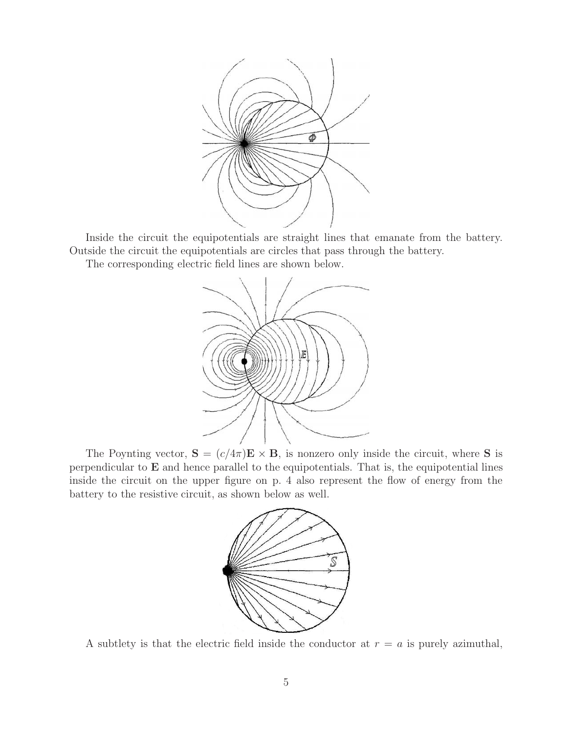Inside the circuit the equipotentials are straight lines that emanate from the battery. Outside the circuit the equipotentials are circles that pass through the battery.

The corresponding electric field lines are shown below.

The Poynting vector, $\mathbf{S} = (c/4\pi)\mathbf{E} \times \mathbf{B}$, is nonzero only inside the circuit, where $\mathbf{S}$ is perpendicular to $\mathbf{E}$ and hence parallel to the equipotentials. That is, the equipotential lines inside the circuit on the upper figure on p. 4 also represent the flow of energy from the battery to the resistive circuit, as shown below as well.

A subtlety is that the electric field inside the conductor at $r = a$ is purely azimuthal,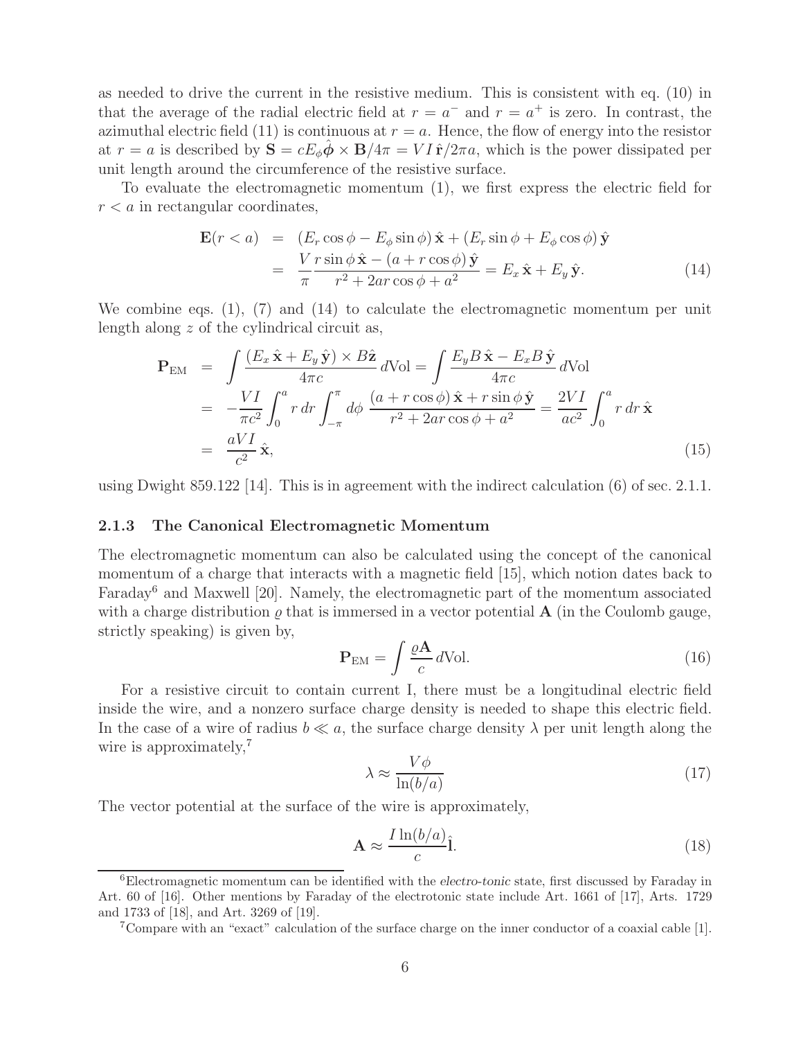as needed to drive the current in the resistive medium. This is consistent with eq. (10) in that the average of the radial electric field at $r = a^-$ and $r = a^+$ is zero. In contrast, the azimuthal electric field (11) is continuous at $r = a$. Hence, the flow of energy into the resistor at $r = a$ is described by $\mathbf{S} = cE_\phi \hat{\boldsymbol{\phi}} \times \mathbf{B}/4\pi = VI\,\hat{\mathbf{r}}/2\pi a$, which is the power dissipated per unit length around the circumference of the resistive surface.

To evaluate the electromagnetic momentum (1), we first express the electric field for $r < a$ in rectangular coordinates,

$$
\begin{aligned}
\mathbf{E}(r < a) &= (E_r \cos\phi - E_\phi \sin\phi)\,\hat{\mathbf{x}} + (E_r \sin\phi + E_\phi \cos\phi)\,\hat{\mathbf{y}} \\
&= \frac{V}{\pi} \frac{r\sin\phi\,\hat{\mathbf{x}} - (a + r\cos\phi)\,\hat{\mathbf{y}}}{r^2 + 2ar\cos\phi + a^2} = E_x\,\hat{\mathbf{x}} + E_y\,\hat{\mathbf{y}}. \qquad (14)
\end{aligned}
$$

We combine eqs. (1), (7) and (14) to calculate the electromagnetic momentum per unit length along $z$ of the cylindrical circuit as,

$$
\begin{aligned}
\mathbf{P}_{\rm EM} &= \int \frac{(E_x\,\hat{\mathbf{x}} + E_y\,\hat{\mathbf{y}}) \times B\hat{\mathbf{z}}}{4\pi c}\,d{\rm Vol} = \int \frac{E_y B\,\hat{\mathbf{x}} - E_x B\,\hat{\mathbf{y}}}{4\pi c}\,d{\rm Vol} \\
&= -\frac{VI}{\pi c^2} \int_0^a r\,dr \int_{-\pi}^{\pi} d\phi\, \frac{(a + r\cos\phi)\,\hat{\mathbf{x}} + r\sin\phi\,\hat{\mathbf{y}}}{r^2 + 2ar\cos\phi + a^2} = \frac{2VI}{ac^2} \int_0^a r\,dr\,\hat{\mathbf{x}} \\
&= \frac{aVI}{c^2}\,\hat{\mathbf{x}}, \qquad (15)
\end{aligned}
$$

using Dwight 859.122 [14]. This is in agreement with the indirect calculation (6) of sec. 2.1.1.

### 2.1.3 The Canonical Electromagnetic Momentum

The electromagnetic momentum can also be calculated using the concept of the canonical momentum of a charge that interacts with a magnetic field [15], which notion dates back to Faraday[6] and Maxwell [20]. Namely, the electromagnetic part of the momentum associated with a charge distribution $\varrho$ that is immersed in a vector potential $\mathbf{A}$ (in the Coulomb gauge, strictly speaking) is given by,

$$
\mathbf{P}_{\rm EM} = \int \frac{\varrho \mathbf{A}}{c}\,d{\rm Vol}. \qquad (16)
$$

For a resistive circuit to contain current I, there must be a longitudinal electric field inside the wire, and a nonzero surface charge density is needed to shape this electric field. In the case of a wire of radius $b \ll a$, the surface charge density $\lambda$ per unit length along the wire is approximately,[7]

$$
\lambda \approx \frac{V\phi}{\ln(b/a)} \qquad (17)
$$

The vector potential at the surface of the wire is approximately,

$$
\mathbf{A} \approx \frac{I\ln(b/a)}{c}\hat{\mathbf{l}}. \qquad (18)
$$

[6] Electromagnetic momentum can be identified with the *electro-tonic* state, first discussed by Faraday in Art. 60 of [16]. Other mentions by Faraday of the electrotonic state include Art. 1661 of [17], Arts. 1729 and 1733 of [18], and Art. 3269 of [19].

[7] Compare with an "exact" calculation of the surface charge on the inner conductor of a coaxial cable [1].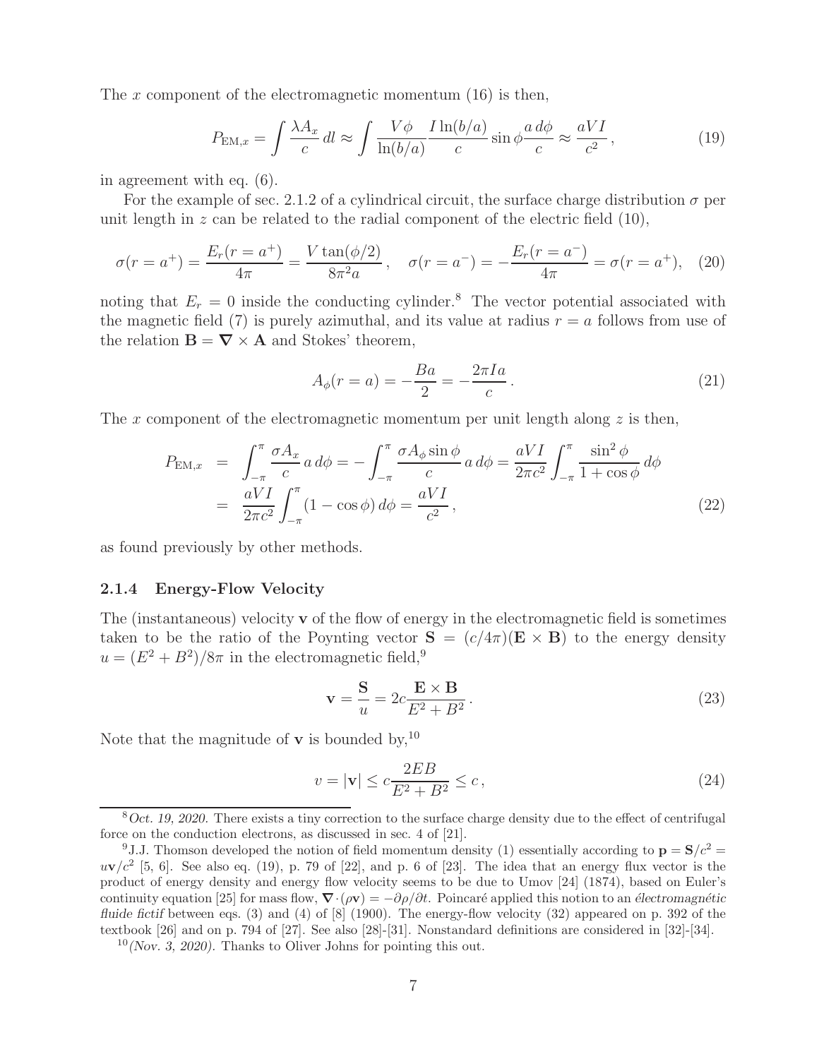The $x$ component of the electromagnetic momentum (16) is then,

$$P_{\mathrm{EM},x} = \int \frac{\lambda A_x}{c}\, dl \approx \int \frac{V\phi}{\ln(b/a)} \frac{I \ln(b/a)}{c} \sin\phi \frac{a\, d\phi}{c} \approx \frac{aVI}{c^2}\,, \tag{19}$$

in agreement with eq. (6).

For the example of sec. 2.1.2 of a cylindrical circuit, the surface charge distribution $\sigma$ per unit length in $z$ can be related to the radial component of the electric field (10),

$$\sigma(r = a^+) = \frac{E_r(r = a^+)}{4\pi} = \frac{V\tan(\phi/2)}{8\pi^2 a}\,, \quad \sigma(r = a^-) = -\frac{E_r(r = a^-)}{4\pi} = \sigma(r = a^+), \tag{20}$$

noting that $E_r = 0$ inside the conducting cylinder.[8] The vector potential associated with the magnetic field (7) is purely azimuthal, and its value at radius $r = a$ follows from use of the relation $\mathbf{B} = \boldsymbol{\nabla} \times \mathbf{A}$ and Stokes' theorem,

$$A_\phi(r = a) = -\frac{Ba}{2} = -\frac{2\pi I a}{c}\,. \tag{21}$$

The $x$ component of the electromagnetic momentum per unit length along $z$ is then,

$$\begin{aligned} P_{\mathrm{EM},x} &= \int_{-\pi}^{\pi} \frac{\sigma A_x}{c}\, a\, d\phi = -\int_{-\pi}^{\pi} \frac{\sigma A_\phi \sin\phi}{c}\, a\, d\phi = \frac{aVI}{2\pi c^2} \int_{-\pi}^{\pi} \frac{\sin^2\phi}{1 + \cos\phi}\, d\phi \\ &= \frac{aVI}{2\pi c^2} \int_{-\pi}^{\pi} (1 - \cos\phi)\, d\phi = \frac{aVI}{c^2}\,, \end{aligned} \tag{22}$$

as found previously by other methods.

### 2.1.4 Energy-Flow Velocity

The (instantaneous) velocity $\mathbf{v}$ of the flow of energy in the electromagnetic field is sometimes taken to be the ratio of the Poynting vector $\mathbf{S} = (c/4\pi)(\mathbf{E} \times \mathbf{B})$ to the energy density $u = (E^2 + B^2)/8\pi$ in the electromagnetic field,[9]

$$\mathbf{v} = \frac{\mathbf{S}}{u} = 2c \frac{\mathbf{E} \times \mathbf{B}}{E^2 + B^2}\,. \tag{23}$$

Note that the magnitude of $\mathbf{v}$ is bounded by,[10]

$$v = |\mathbf{v}| \le c \frac{2EB}{E^2 + B^2} \le c\,, \tag{24}$$

---

[8] *Oct. 19, 2020.* There exists a tiny correction to the surface charge density due to the effect of centrifugal force on the conduction electrons, as discussed in sec. 4 of [21].

[9] J.J. Thomson developed the notion of field momentum density (1) essentially according to $\mathbf{p} = \mathbf{S}/c^2 = u\mathbf{v}/c^2$ [5, 6]. See also eq. (19), p. 79 of [22], and p. 6 of [23]. The idea that an energy flux vector is the product of energy density and energy flow velocity seems to be due to Umov [24] (1874), based on Euler's continuity equation [25] for mass flow, $\boldsymbol{\nabla} \cdot (\rho\mathbf{v}) = -\partial\rho/\partial t$. Poincaré applied this notion to an *électromagnétic fluide fictif* between eqs. (3) and (4) of [8] (1900). The energy-flow velocity (32) appeared on p. 392 of the textbook [26] and on p. 794 of [27]. See also [28]-[31]. Nonstandard definitions are considered in [32]-[34].

[10] *(Nov. 3, 2020).* Thanks to Oliver Johns for pointing this out.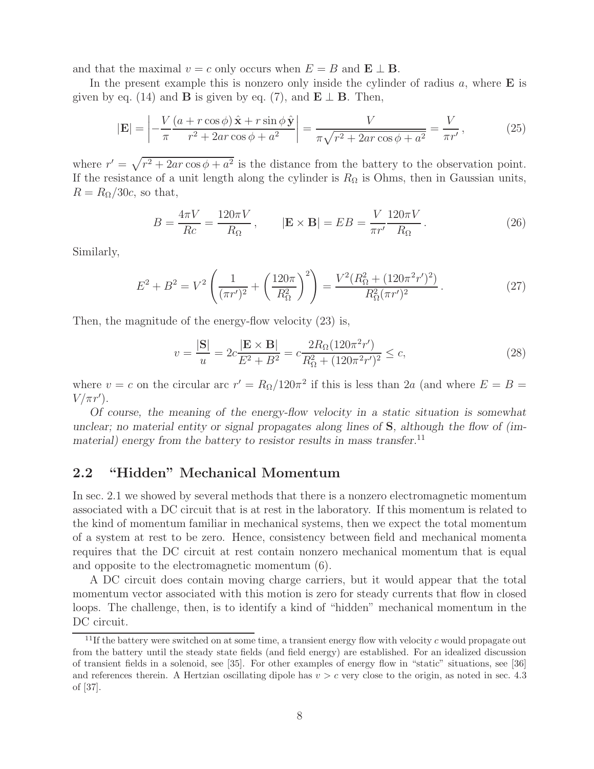and that the maximal $v = c$ only occurs when $E = B$ and $\mathbf{E} \perp \mathbf{B}$.

In the present example this is nonzero only inside the cylinder of radius $a$, where $\mathbf{E}$ is given by eq. (14) and $\mathbf{B}$ is given by eq. (7), and $\mathbf{E} \perp \mathbf{B}$. Then,

$$|\mathbf{E}| = \left| -\frac{V}{\pi} \frac{(a + r\cos\phi)\,\hat{\mathbf{x}} + r\sin\phi\,\hat{\mathbf{y}}}{r^2 + 2ar\cos\phi + a^2} \right| = \frac{V}{\pi\sqrt{r^2 + 2ar\cos\phi + a^2}} = \frac{V}{\pi r'}, \tag{25}$$

where $r' = \sqrt{r^2 + 2ar\cos\phi + a^2}$ is the distance from the battery to the observation point. If the resistance of a unit length along the cylinder is $R_\Omega$ is Ohms, then in Gaussian units, $R = R_\Omega/30c$, so that,

$$B = \frac{4\pi V}{Rc} = \frac{120\pi V}{R_\Omega}, \qquad |\mathbf{E} \times \mathbf{B}| = EB = \frac{V}{\pi r'} \frac{120\pi V}{R_\Omega}. \tag{26}$$

Similarly,

$$E^2 + B^2 = V^2 \left( \frac{1}{(\pi r')^2} + \left( \frac{120\pi}{R_\Omega^2} \right)^2 \right) = \frac{V^2 (R_\Omega^2 + (120\pi^2 r')^2)}{R_\Omega^2 (\pi r')^2}. \tag{27}$$

Then, the magnitude of the energy-flow velocity (23) is,

$$v = \frac{|\mathbf{S}|}{u} = 2c\frac{|\mathbf{E} \times \mathbf{B}|}{E^2 + B^2} = c\frac{2R_\Omega(120\pi^2 r')}{R_\Omega^2 + (120\pi^2 r')^2} \le c, \tag{28}$$

where $v = c$ on the circular arc $r' = R_\Omega/120\pi^2$ if this is less than $2a$ (and where $E = B = V/\pi r'$).

*Of course, the meaning of the energy-flow velocity in a static situation is somewhat unclear; no material entity or signal propagates along lines of* $\mathbf{S}$*, although the flow of (immaterial) energy from the battery to resistor results in mass transfer.*[11]

## 2.2 "Hidden" Mechanical Momentum

In sec. 2.1 we showed by several methods that there is a nonzero electromagnetic momentum associated with a DC circuit that is at rest in the laboratory. If this momentum is related to the kind of momentum familiar in mechanical systems, then we expect the total momentum of a system at rest to be zero. Hence, consistency between field and mechanical momenta requires that the DC circuit at rest contain nonzero mechanical momentum that is equal and opposite to the electromagnetic momentum (6).

A DC circuit does contain moving charge carriers, but it would appear that the total momentum vector associated with this motion is zero for steady currents that flow in closed loops. The challenge, then, is to identify a kind of "hidden" mechanical momentum in the DC circuit.

---

[11] If the battery were switched on at some time, a transient energy flow with velocity $c$ would propagate out from the battery until the steady state fields (and field energy) are established. For an idealized discussion of transient fields in a solenoid, see [35]. For other examples of energy flow in "static" situations, see [36] and references therein. A Hertzian oscillating dipole has $v > c$ very close to the origin, as noted in sec. 4.3 of [37].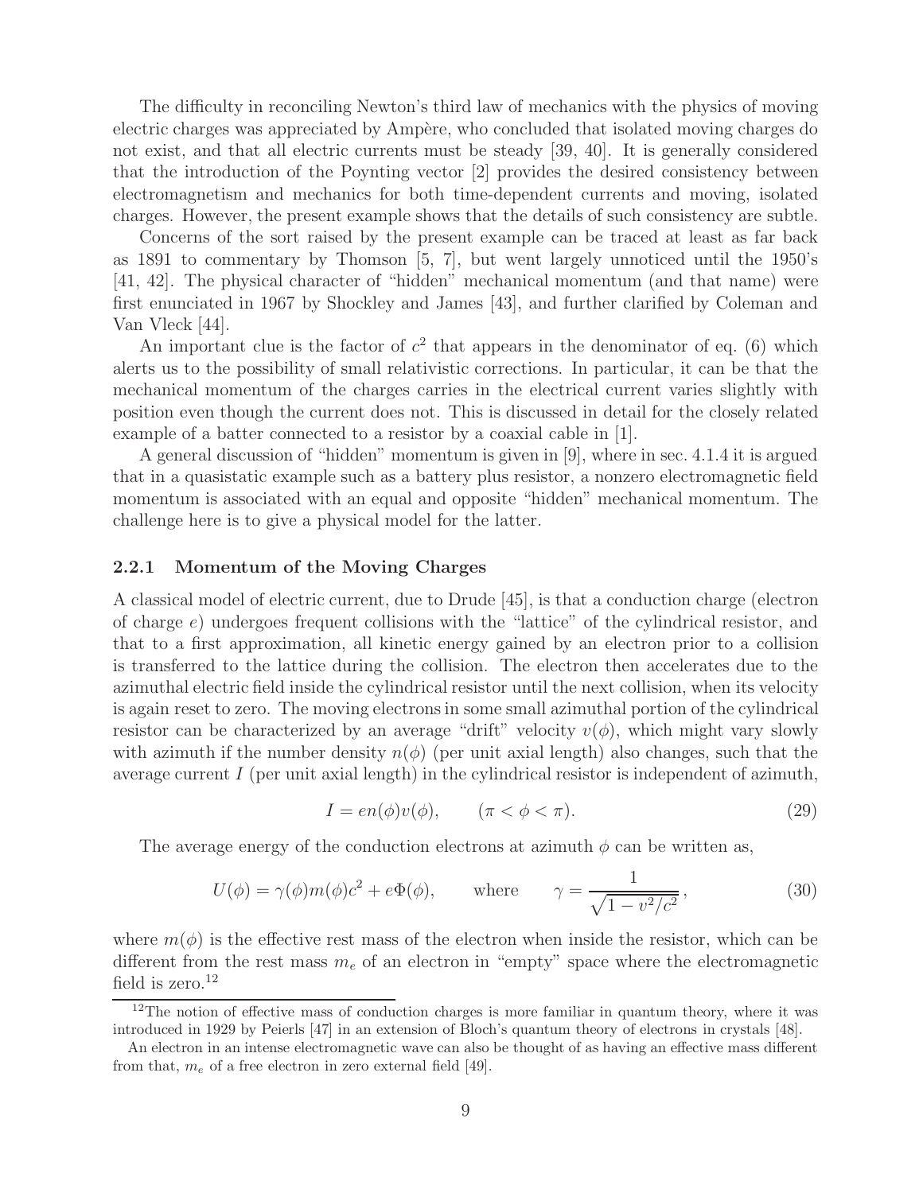The difficulty in reconciling Newton's third law of mechanics with the physics of moving electric charges was appreciated by Ampère, who concluded that isolated moving charges do not exist, and that all electric currents must be steady [39, 40]. It is generally considered that the introduction of the Poynting vector [2] provides the desired consistency between electromagnetism and mechanics for both time-dependent currents and moving, isolated charges. However, the present example shows that the details of such consistency are subtle.

Concerns of the sort raised by the present example can be traced at least as far back as 1891 to commentary by Thomson [5, 7], but went largely unnoticed until the 1950's [41, 42]. The physical character of "hidden" mechanical momentum (and that name) were first enunciated in 1967 by Shockley and James [43], and further clarified by Coleman and Van Vleck [44].

An important clue is the factor of $c^2$ that appears in the denominator of eq. (6) which alerts us to the possibility of small relativistic corrections. In particular, it can be that the mechanical momentum of the charges carries in the electrical current varies slightly with position even though the current does not. This is discussed in detail for the closely related example of a batter connected to a resistor by a coaxial cable in [1].

A general discussion of "hidden" momentum is given in [9], where in sec. 4.1.4 it is argued that in a quasistatic example such as a battery plus resistor, a nonzero electromagnetic field momentum is associated with an equal and opposite "hidden" mechanical momentum. The challenge here is to give a physical model for the latter.

### 2.2.1 Momentum of the Moving Charges

A classical model of electric current, due to Drude [45], is that a conduction charge (electron of charge $e$) undergoes frequent collisions with the "lattice" of the cylindrical resistor, and that to a first approximation, all kinetic energy gained by an electron prior to a collision is transferred to the lattice during the collision. The electron then accelerates due to the azimuthal electric field inside the cylindrical resistor until the next collision, when its velocity is again reset to zero. The moving electrons in some small azimuthal portion of the cylindrical resistor can be characterized by an average "drift" velocity $v(\phi)$, which might vary slowly with azimuth if the number density $n(\phi)$ (per unit axial length) also changes, such that the average current $I$ (per unit axial length) in the cylindrical resistor is independent of azimuth,

$$I = en(\phi)v(\phi), \qquad (\pi < \phi < \pi). \tag{29}$$

The average energy of the conduction electrons at azimuth $\phi$ can be written as,

$$U(\phi) = \gamma(\phi)m(\phi)c^2 + e\Phi(\phi), \qquad \text{where} \qquad \gamma = \frac{1}{\sqrt{1 - v^2/c^2}}, \tag{30}$$

where $m(\phi)$ is the effective rest mass of the electron when inside the resistor, which can be different from the rest mass $m_e$ of an electron in "empty" space where the electromagnetic field is zero.[12]

[12] The notion of effective mass of conduction charges is more familiar in quantum theory, where it was introduced in 1929 by Peierls [47] in an extension of Bloch's quantum theory of electrons in crystals [48].

An electron in an intense electromagnetic wave can also be thought of as having an effective mass different from that, $m_e$ of a free electron in zero external field [49].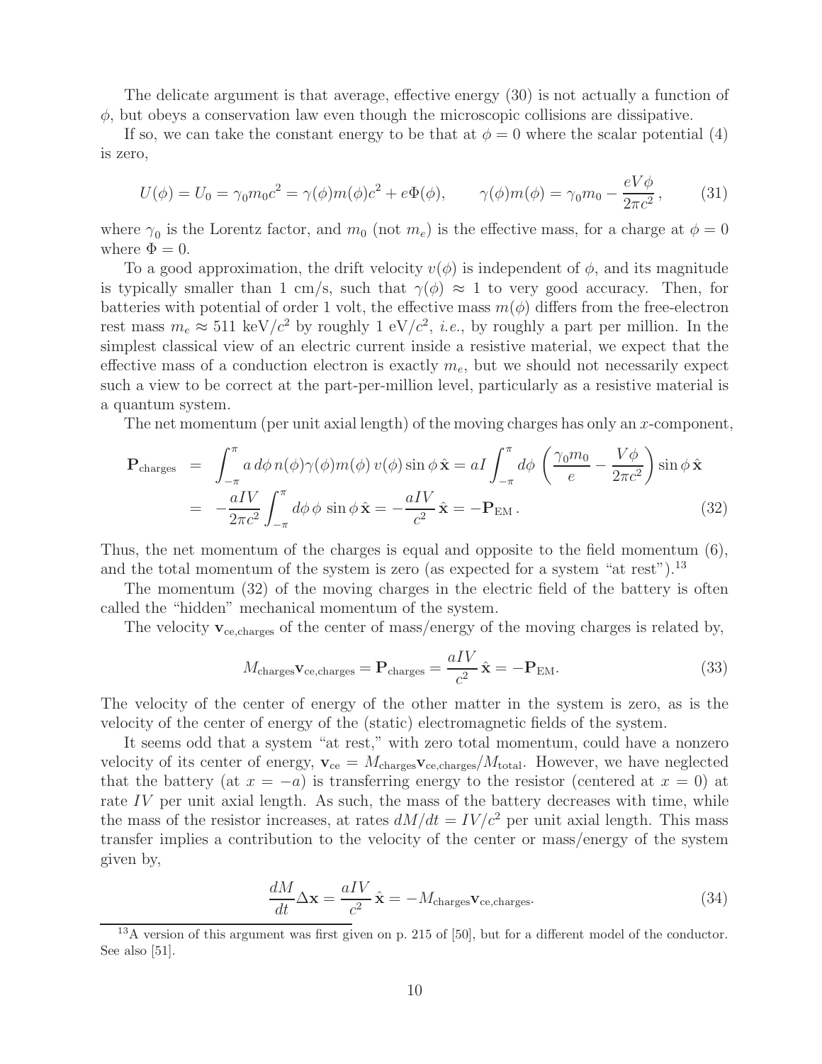The delicate argument is that average, effective energy (30) is not actually a function of $\phi$, but obeys a conservation law even though the microscopic collisions are dissipative.

If so, we can take the constant energy to be that at $\phi = 0$ where the scalar potential (4) is zero,

$$U(\phi) = U_0 = \gamma_0 m_0 c^2 = \gamma(\phi) m(\phi) c^2 + e\Phi(\phi), \qquad \gamma(\phi) m(\phi) = \gamma_0 m_0 - \frac{eV\phi}{2\pi c^2}, \tag{31}$$

where $\gamma_0$ is the Lorentz factor, and $m_0$ (not $m_e$) is the effective mass, for a charge at $\phi = 0$ where $\Phi = 0$.

To a good approximation, the drift velocity $v(\phi)$ is independent of $\phi$, and its magnitude is typically smaller than 1 cm/s, such that $\gamma(\phi) \approx 1$ to very good accuracy. Then, for batteries with potential of order 1 volt, the effective mass $m(\phi)$ differs from the free-electron rest mass $m_e \approx 511$ keV/$c^2$ by roughly 1 eV/$c^2$, *i.e.*, by roughly a part per million. In the simplest classical view of an electric current inside a resistive material, we expect that the effective mass of a conduction electron is exactly $m_e$, but we should not necessarily expect such a view to be correct at the part-per-million level, particularly as a resistive material is a quantum system.

The net momentum (per unit axial length) of the moving charges has only an $x$-component,

$$\begin{aligned}
\mathbf{P}_{\rm charges} &= \int_{-\pi}^{\pi} a\, d\phi\, n(\phi)\gamma(\phi)m(\phi)\, v(\phi) \sin\phi\, \hat{\mathbf{x}} = aI \int_{-\pi}^{\pi} d\phi \left(\frac{\gamma_0 m_0}{e} - \frac{V\phi}{2\pi c^2}\right) \sin\phi\, \hat{\mathbf{x}} \\
&= -\frac{aIV}{2\pi c^2} \int_{-\pi}^{\pi} d\phi\, \phi\, \sin\phi\, \hat{\mathbf{x}} = -\frac{aIV}{c^2}\, \hat{\mathbf{x}} = -\mathbf{P}_{\rm EM}\,.
\end{aligned} \tag{32}$$

Thus, the net momentum of the charges is equal and opposite to the field momentum (6), and the total momentum of the system is zero (as expected for a system "at rest").[13]

The momentum (32) of the moving charges in the electric field of the battery is often called the "hidden" mechanical momentum of the system.

The velocity $\mathbf{v}_{\rm ce,charges}$ of the center of mass/energy of the moving charges is related by,

$$M_{\rm charges}\mathbf{v}_{\rm ce,charges} = \mathbf{P}_{\rm charges} = \frac{aIV}{c^2}\, \hat{\mathbf{x}} = -\mathbf{P}_{\rm EM}. \tag{33}$$

The velocity of the center of energy of the other matter in the system is zero, as is the velocity of the center of energy of the (static) electromagnetic fields of the system.

It seems odd that a system "at rest," with zero total momentum, could have a nonzero velocity of its center of energy, $\mathbf{v}_{\rm ce} = M_{\rm charges}\mathbf{v}_{\rm ce,charges}/M_{\rm total}$. However, we have neglected that the battery (at $x = -a$) is transferring energy to the resistor (centered at $x = 0$) at rate $IV$ per unit axial length. As such, the mass of the battery decreases with time, while the mass of the resistor increases, at rates $dM/dt = IV/c^2$ per unit axial length. This mass transfer implies a contribution to the velocity of the center or mass/energy of the system given by,

$$\frac{dM}{dt}\Delta\mathbf{x} = \frac{aIV}{c^2}\, \hat{\mathbf{x}} = -M_{\rm charges}\mathbf{v}_{\rm ce,charges}. \tag{34}$$

[13] A version of this argument was first given on p. 215 of [50], but for a different model of the conductor. See also [51].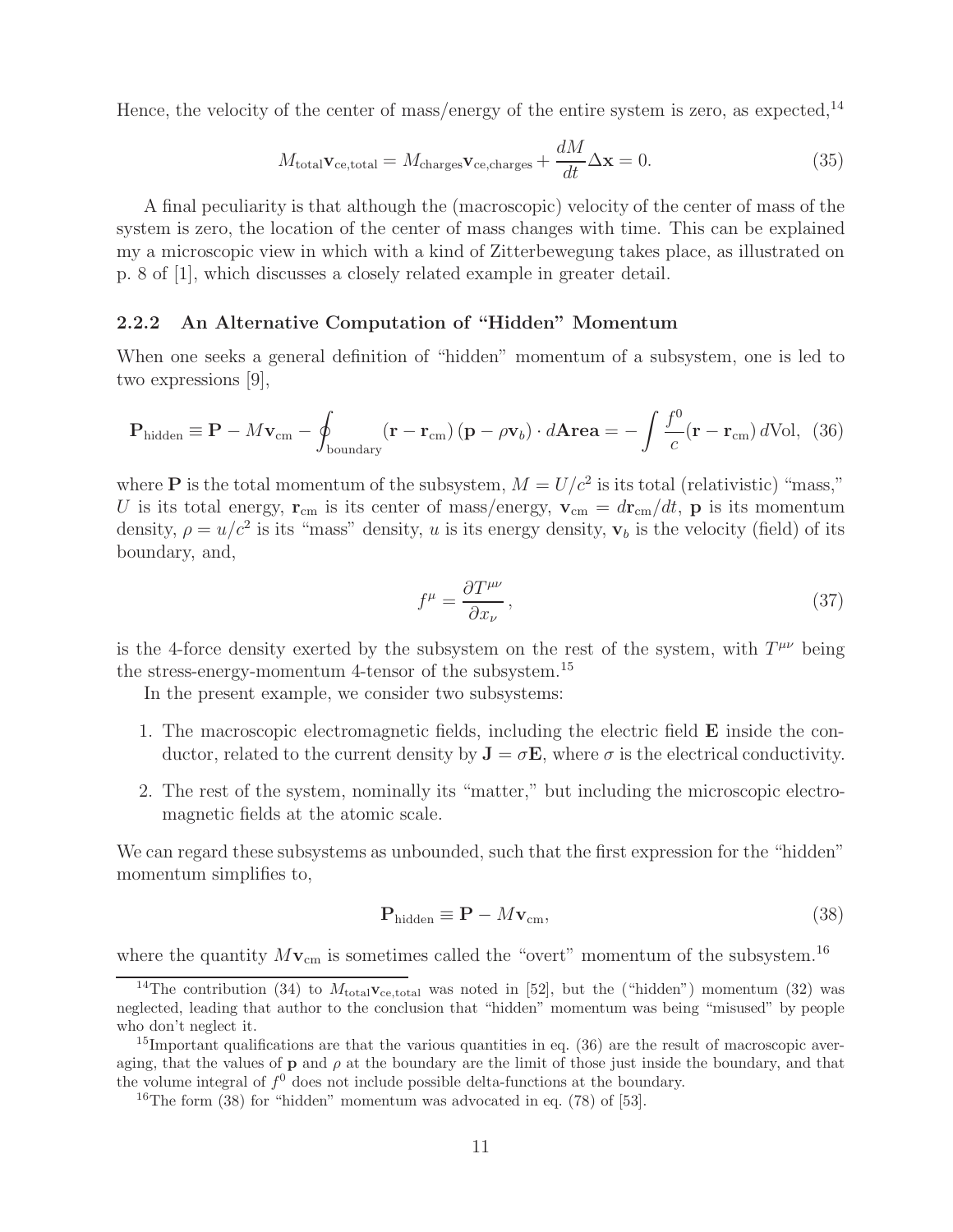Hence, the velocity of the center of mass/energy of the entire system is zero, as expected,[14]

$$M_{\rm total}\mathbf{v}_{\rm ce,total} = M_{\rm charges}\mathbf{v}_{\rm ce,charges} + \frac{dM}{dt}\Delta\mathbf{x} = 0. \tag{35}$$

A final peculiarity is that although the (macroscopic) velocity of the center of mass of the system is zero, the location of the center of mass changes with time. This can be explained my a microscopic view in which with a kind of Zitterbewegung takes place, as illustrated on p. 8 of [1], which discusses a closely related example in greater detail.

### 2.2.2 An Alternative Computation of "Hidden" Momentum

When one seeks a general definition of "hidden" momentum of a subsystem, one is led to two expressions [9],

$$\mathbf{P}_{\rm hidden} \equiv \mathbf{P} - M\mathbf{v}_{\rm cm} - \oint_{\rm boundary} (\mathbf{r} - \mathbf{r}_{\rm cm})\,(\mathbf{p} - \rho\mathbf{v}_b)\cdot d\mathbf{Area} = -\int \frac{f^0}{c}(\mathbf{r} - \mathbf{r}_{\rm cm})\,d{\rm Vol}, \tag{36}$$

where $\mathbf{P}$ is the total momentum of the subsystem, $M = U/c^2$ is its total (relativistic) "mass," $U$ is its total energy, $\mathbf{r}_{\rm cm}$ is its center of mass/energy, $\mathbf{v}_{\rm cm} = d\mathbf{r}_{\rm cm}/dt$, $\mathbf{p}$ is its momentum density, $\rho = u/c^2$ is its "mass" density, $u$ is its energy density, $\mathbf{v}_b$ is the velocity (field) of its boundary, and,

$$f^\mu = \frac{\partial T^{\mu\nu}}{\partial x_\nu}\,, \tag{37}$$

is the 4-force density exerted by the subsystem on the rest of the system, with $T^{\mu\nu}$ being the stress-energy-momentum 4-tensor of the subsystem.[15]

In the present example, we consider two subsystems:

1. The macroscopic electromagnetic fields, including the electric field $\mathbf{E}$ inside the conductor, related to the current density by $\mathbf{J} = \sigma\mathbf{E}$, where $\sigma$ is the electrical conductivity.

2. The rest of the system, nominally its "matter," but including the microscopic electromagnetic fields at the atomic scale.

We can regard these subsystems as unbounded, such that the first expression for the "hidden" momentum simplifies to,

$$\mathbf{P}_{\rm hidden} \equiv \mathbf{P} - M\mathbf{v}_{\rm cm}, \tag{38}$$

where the quantity $M\mathbf{v}_{\rm cm}$ is sometimes called the "overt" momentum of the subsystem.[16]

---

[14] The contribution (34) to $M_{\rm total}\mathbf{v}_{\rm ce,total}$ was noted in [52], but the ("hidden") momentum (32) was neglected, leading that author to the conclusion that "hidden" momentum was being "misused" by people who don't neglect it.

[15] Important qualifications are that the various quantities in eq. (36) are the result of macroscopic averaging, that the values of $\mathbf{p}$ and $\rho$ at the boundary are the limit of those just inside the boundary, and that the volume integral of $f^0$ does not include possible delta-functions at the boundary.

[16] The form (38) for "hidden" momentum was advocated in eq. (78) of [53].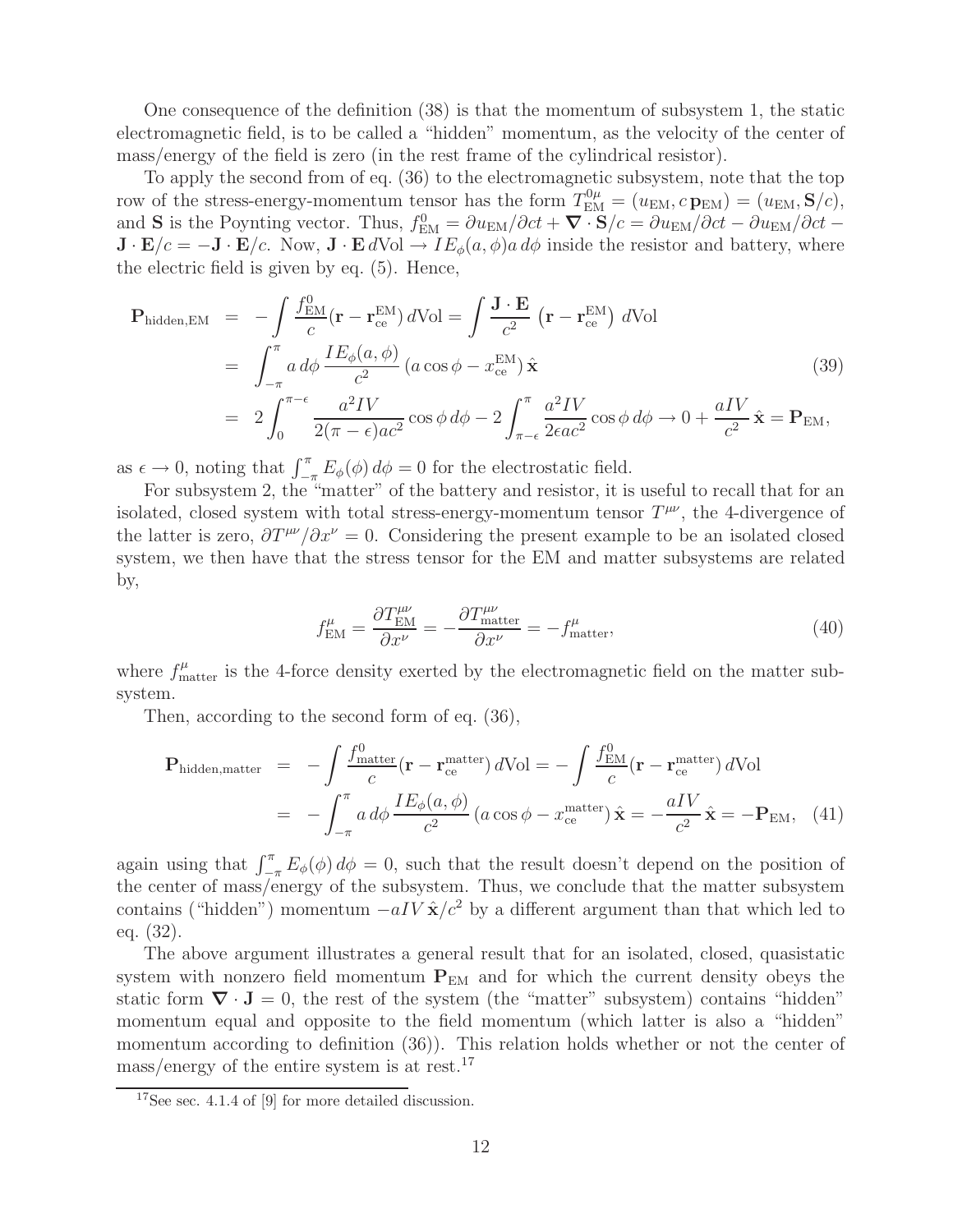One consequence of the definition (38) is that the momentum of subsystem 1, the static electromagnetic field, is to be called a "hidden" momentum, as the velocity of the center of mass/energy of the field is zero (in the rest frame of the cylindrical resistor).

To apply the second from of eq. (36) to the electromagnetic subsystem, note that the top row of the stress-energy-momentum tensor has the form $T^{0\mu}_{\rm EM} = (u_{\rm EM}, c\,\mathbf{p}_{\rm EM}) = (u_{\rm EM}, \mathbf{S}/c)$, and $\mathbf{S}$ is the Poynting vector. Thus, $f^0_{\rm EM} = \partial u_{\rm EM}/\partial ct + \boldsymbol{\nabla}\cdot\mathbf{S}/c = \partial u_{\rm EM}/\partial ct - \partial u_{\rm EM}/\partial ct - \mathbf{J}\cdot\mathbf{E}/c = -\mathbf{J}\cdot\mathbf{E}/c$. Now, $\mathbf{J}\cdot\mathbf{E}\,d{\rm Vol} \to IE_\phi(a,\phi)a\,d\phi$ inside the resistor and battery, where the electric field is given by eq. (5). Hence,

$$
\begin{aligned}
\mathbf{P}_{\rm hidden,EM} &= -\int \frac{f^0_{\rm EM}}{c}(\mathbf{r} - \mathbf{r}^{\rm EM}_{\rm ce})\,d{\rm Vol} = \int \frac{\mathbf{J}\cdot\mathbf{E}}{c^2}\left(\mathbf{r} - \mathbf{r}^{\rm EM}_{\rm ce}\right)\,d{\rm Vol} \\
&= \int_{-\pi}^{\pi} a\,d\phi\,\frac{IE_\phi(a,\phi)}{c^2}\,(a\cos\phi - x^{\rm EM}_{\rm ce})\,\hat{\mathbf{x}} \qquad (39) \\
&= 2\int_0^{\pi-\epsilon}\frac{a^2IV}{2(\pi-\epsilon)ac^2}\cos\phi\,d\phi - 2\int_{\pi-\epsilon}^{\pi}\frac{a^2IV}{2\epsilon ac^2}\cos\phi\,d\phi \to 0 + \frac{aIV}{c^2}\,\hat{\mathbf{x}} = \mathbf{P}_{\rm EM},
\end{aligned}
$$

as $\epsilon \to 0$, noting that $\int_{-\pi}^{\pi} E_\phi(\phi)\,d\phi = 0$ for the electrostatic field.

For subsystem 2, the "matter" of the battery and resistor, it is useful to recall that for an isolated, closed system with total stress-energy-momentum tensor $T^{\mu\nu}$, the 4-divergence of the latter is zero, $\partial T^{\mu\nu}/\partial x^\nu = 0$. Considering the present example to be an isolated closed system, we then have that the stress tensor for the EM and matter subsystems are related by,

$$
f^\mu_{\rm EM} = \frac{\partial T^{\mu\nu}_{\rm EM}}{\partial x^\nu} = -\frac{\partial T^{\mu\nu}_{\rm matter}}{\partial x^\nu} = -f^\mu_{\rm matter}, \qquad (40)
$$

where $f^\mu_{\rm matter}$ is the 4-force density exerted by the electromagnetic field on the matter subsystem.

Then, according to the second form of eq. (36),

$$
\begin{aligned}
\mathbf{P}_{\rm hidden,matter} &= -\int \frac{f^0_{\rm matter}}{c}(\mathbf{r} - \mathbf{r}^{\rm matter}_{\rm ce})\,d{\rm Vol} = -\int \frac{f^0_{\rm EM}}{c}(\mathbf{r} - \mathbf{r}^{\rm matter}_{\rm ce})\,d{\rm Vol} \\
&= -\int_{-\pi}^{\pi} a\,d\phi\,\frac{IE_\phi(a,\phi)}{c^2}\,(a\cos\phi - x^{\rm matter}_{\rm ce})\,\hat{\mathbf{x}} = -\frac{aIV}{c^2}\,\hat{\mathbf{x}} = -\mathbf{P}_{\rm EM}, \qquad (41)
\end{aligned}
$$

again using that $\int_{-\pi}^{\pi} E_\phi(\phi)\,d\phi = 0$, such that the result doesn't depend on the position of the center of mass/energy of the subsystem. Thus, we conclude that the matter subsystem contains ("hidden") momentum $-aIV\,\hat{\mathbf{x}}/c^2$ by a different argument than that which led to eq. (32).

The above argument illustrates a general result that for an isolated, closed, quasistatic system with nonzero field momentum $\mathbf{P}_{\rm EM}$ and for which the current density obeys the static form $\boldsymbol{\nabla}\cdot\mathbf{J} = 0$, the rest of the system (the "matter" subsystem) contains "hidden" momentum equal and opposite to the field momentum (which latter is also a "hidden" momentum according to definition (36)). This relation holds whether or not the center of mass/energy of the entire system is at rest.[17]

[17] See sec. 4.1.4 of [9] for more detailed discussion.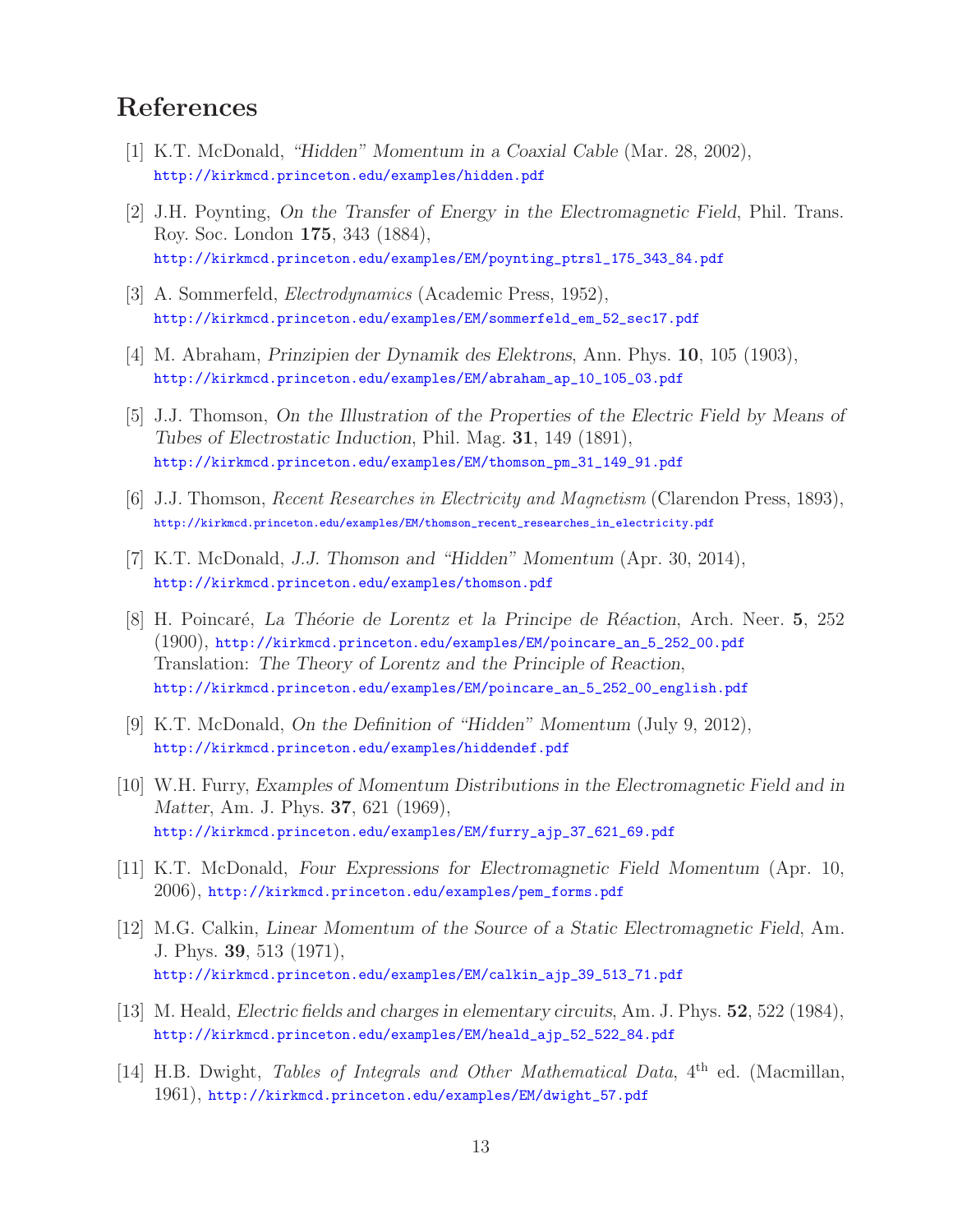## References

[1] K.T. McDonald, *"Hidden" Momentum in a Coaxial Cable* (Mar. 28, 2002), http://kirkmcd.princeton.edu/examples/hidden.pdf

[2] J.H. Poynting, *On the Transfer of Energy in the Electromagnetic Field*, Phil. Trans. Roy. Soc. London **175**, 343 (1884), http://kirkmcd.princeton.edu/examples/EM/poynting_ptrsl_175_343_84.pdf

[3] A. Sommerfeld, *Electrodynamics* (Academic Press, 1952), http://kirkmcd.princeton.edu/examples/EM/sommerfeld_em_52_sec17.pdf

[4] M. Abraham, *Prinzipien der Dynamik des Elektrons*, Ann. Phys. **10**, 105 (1903), http://kirkmcd.princeton.edu/examples/EM/abraham_ap_10_105_03.pdf

[5] J.J. Thomson, *On the Illustration of the Properties of the Electric Field by Means of Tubes of Electrostatic Induction*, Phil. Mag. **31**, 149 (1891), http://kirkmcd.princeton.edu/examples/EM/thomson_pm_31_149_91.pdf

[6] J.J. Thomson, *Recent Researches in Electricity and Magnetism* (Clarendon Press, 1893), http://kirkmcd.princeton.edu/examples/EM/thomson_recent_researches_in_electricity.pdf

[7] K.T. McDonald, *J.J. Thomson and "Hidden" Momentum* (Apr. 30, 2014), http://kirkmcd.princeton.edu/examples/thomson.pdf

[8] H. Poincaré, *La Théorie de Lorentz et la Principe de Réaction*, Arch. Neer. **5**, 252 (1900), http://kirkmcd.princeton.edu/examples/EM/poincare_an_5_252_00.pdf
Translation: *The Theory of Lorentz and the Principle of Reaction*, http://kirkmcd.princeton.edu/examples/EM/poincare_an_5_252_00_english.pdf

[9] K.T. McDonald, *On the Definition of "Hidden" Momentum* (July 9, 2012), http://kirkmcd.princeton.edu/examples/hiddendef.pdf

[10] W.H. Furry, *Examples of Momentum Distributions in the Electromagnetic Field and in Matter*, Am. J. Phys. **37**, 621 (1969), http://kirkmcd.princeton.edu/examples/EM/furry_ajp_37_621_69.pdf

[11] K.T. McDonald, *Four Expressions for Electromagnetic Field Momentum* (Apr. 10, 2006), http://kirkmcd.princeton.edu/examples/pem_forms.pdf

[12] M.G. Calkin, *Linear Momentum of the Source of a Static Electromagnetic Field*, Am. J. Phys. **39**, 513 (1971), http://kirkmcd.princeton.edu/examples/EM/calkin_ajp_39_513_71.pdf

[13] M. Heald, *Electric fields and charges in elementary circuits*, Am. J. Phys. **52**, 522 (1984), http://kirkmcd.princeton.edu/examples/EM/heald_ajp_52_522_84.pdf

[14] H.B. Dwight, *Tables of Integrals and Other Mathematical Data*, 4th ed. (Macmillan, 1961), http://kirkmcd.princeton.edu/examples/EM/dwight_57.pdf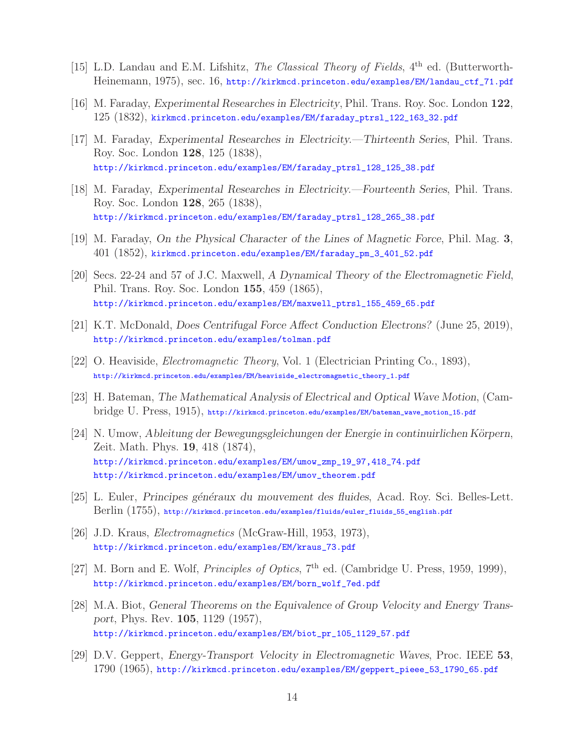[15] L.D. Landau and E.M. Lifshitz, *The Classical Theory of Fields*, 4th ed. (Butterworth-Heinemann, 1975), sec. 16, http://kirkmcd.princeton.edu/examples/EM/landau_ctf_71.pdf

[16] M. Faraday, *Experimental Researches in Electricity*, Phil. Trans. Roy. Soc. London **122**, 125 (1832), kirkmcd.princeton.edu/examples/EM/faraday_ptrsl_122_163_32.pdf

[17] M. Faraday, *Experimental Researches in Electricity.—Thirteenth Series*, Phil. Trans. Roy. Soc. London **128**, 125 (1838), http://kirkmcd.princeton.edu/examples/EM/faraday_ptrsl_128_125_38.pdf

[18] M. Faraday, *Experimental Researches in Electricity.—Fourteenth Series*, Phil. Trans. Roy. Soc. London **128**, 265 (1838), http://kirkmcd.princeton.edu/examples/EM/faraday_ptrsl_128_265_38.pdf

[19] M. Faraday, *On the Physical Character of the Lines of Magnetic Force*, Phil. Mag. **3**, 401 (1852), kirkmcd.princeton.edu/examples/EM/faraday_pm_3_401_52.pdf

[20] Secs. 22-24 and 57 of J.C. Maxwell, *A Dynamical Theory of the Electromagnetic Field*, Phil. Trans. Roy. Soc. London **155**, 459 (1865), http://kirkmcd.princeton.edu/examples/EM/maxwell_ptrsl_155_459_65.pdf

[21] K.T. McDonald, *Does Centrifugal Force Affect Conduction Electrons?* (June 25, 2019), http://kirkmcd.princeton.edu/examples/tolman.pdf

[22] O. Heaviside, *Electromagnetic Theory*, Vol. 1 (Electrician Printing Co., 1893), http://kirkmcd.princeton.edu/examples/EM/heaviside_electromagnetic_theory_1.pdf

[23] H. Bateman, *The Mathematical Analysis of Electrical and Optical Wave Motion*, (Cambridge U. Press, 1915), http://kirkmcd.princeton.edu/examples/EM/bateman_wave_motion_15.pdf

[24] N. Umow, *Ableitung der Bewegungsgleichungen der Energie in continuirlichen Körpern*, Zeit. Math. Phys. **19**, 418 (1874), http://kirkmcd.princeton.edu/examples/EM/umow_zmp_19_97,418_74.pdf http://kirkmcd.princeton.edu/examples/EM/umov_theorem.pdf

[25] L. Euler, *Principes généraux du mouvement des fluides*, Acad. Roy. Sci. Belles-Lett. Berlin (1755), http://kirkmcd.princeton.edu/examples/fluids/euler_fluids_55_english.pdf

[26] J.D. Kraus, *Electromagnetics* (McGraw-Hill, 1953, 1973), http://kirkmcd.princeton.edu/examples/EM/kraus_73.pdf

[27] M. Born and E. Wolf, *Principles of Optics*, 7th ed. (Cambridge U. Press, 1959, 1999), http://kirkmcd.princeton.edu/examples/EM/born_wolf_7ed.pdf

[28] M.A. Biot, *General Theorems on the Equivalence of Group Velocity and Energy Transport*, Phys. Rev. **105**, 1129 (1957), http://kirkmcd.princeton.edu/examples/EM/biot_pr_105_1129_57.pdf

[29] D.V. Geppert, *Energy-Transport Velocity in Electromagnetic Waves*, Proc. IEEE **53**, 1790 (1965), http://kirkmcd.princeton.edu/examples/EM/geppert_pieee_53_1790_65.pdf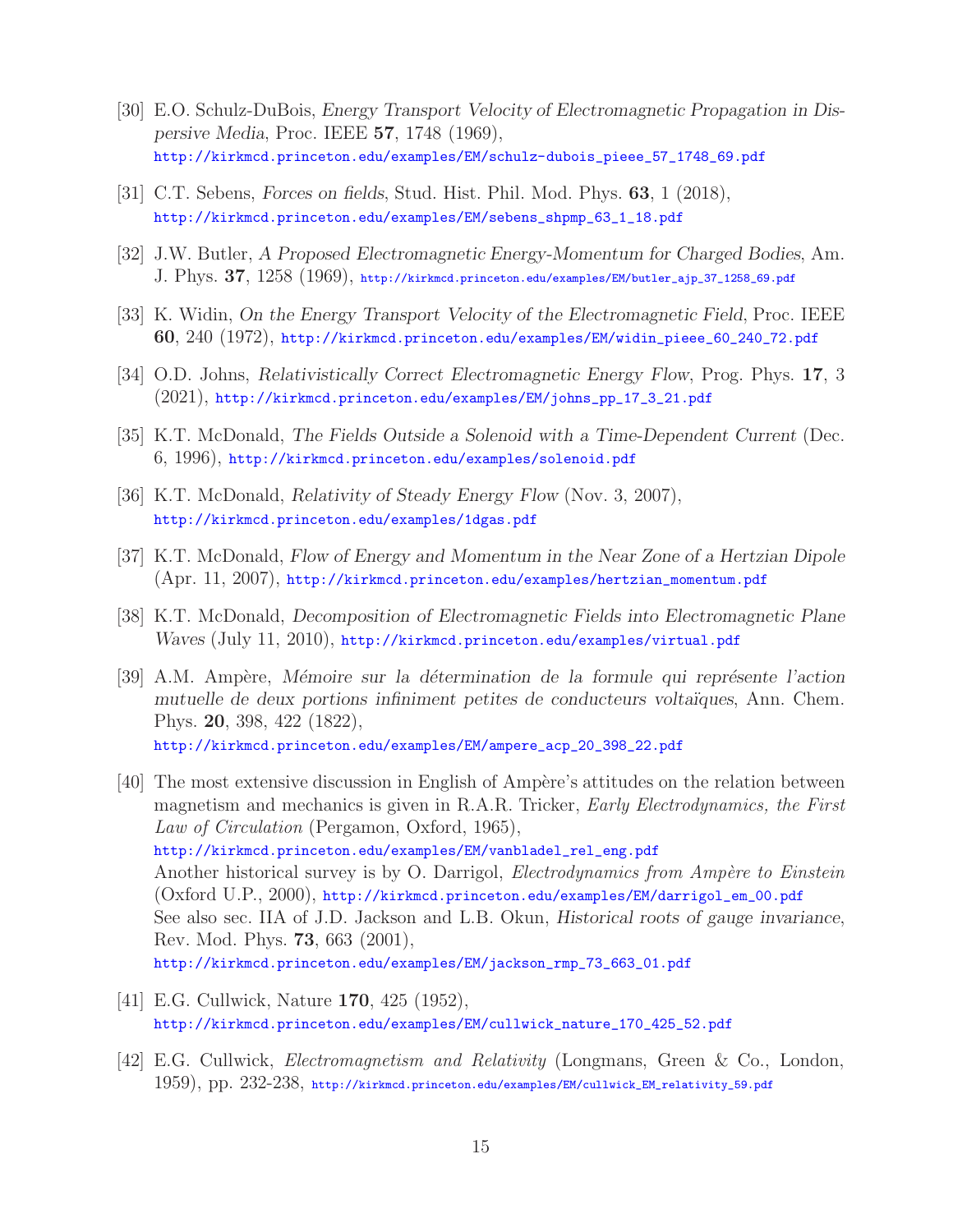[30] E.O. Schulz-DuBois, *Energy Transport Velocity of Electromagnetic Propagation in Dispersive Media*, Proc. IEEE **57**, 1748 (1969),
http://kirkmcd.princeton.edu/examples/EM/schulz-dubois_pieee_57_1748_69.pdf

[31] C.T. Sebens, *Forces on fields*, Stud. Hist. Phil. Mod. Phys. **63**, 1 (2018),
http://kirkmcd.princeton.edu/examples/EM/sebens_shpmp_63_1_18.pdf

[32] J.W. Butler, *A Proposed Electromagnetic Energy-Momentum for Charged Bodies*, Am. J. Phys. **37**, 1258 (1969), http://kirkmcd.princeton.edu/examples/EM/butler_ajp_37_1258_69.pdf

[33] K. Widin, *On the Energy Transport Velocity of the Electromagnetic Field*, Proc. IEEE **60**, 240 (1972), http://kirkmcd.princeton.edu/examples/EM/widin_pieee_60_240_72.pdf

[34] O.D. Johns, *Relativistically Correct Electromagnetic Energy Flow*, Prog. Phys. **17**, 3 (2021), http://kirkmcd.princeton.edu/examples/EM/johns_pp_17_3_21.pdf

[35] K.T. McDonald, *The Fields Outside a Solenoid with a Time-Dependent Current* (Dec. 6, 1996), http://kirkmcd.princeton.edu/examples/solenoid.pdf

[36] K.T. McDonald, *Relativity of Steady Energy Flow* (Nov. 3, 2007),
http://kirkmcd.princeton.edu/examples/1dgas.pdf

[37] K.T. McDonald, *Flow of Energy and Momentum in the Near Zone of a Hertzian Dipole* (Apr. 11, 2007), http://kirkmcd.princeton.edu/examples/hertzian_momentum.pdf

[38] K.T. McDonald, *Decomposition of Electromagnetic Fields into Electromagnetic Plane Waves* (July 11, 2010), http://kirkmcd.princeton.edu/examples/virtual.pdf

[39] A.M. Ampère, *Mémoire sur la détermination de la formule qui représente l'action mutuelle de deux portions infiniment petites de conducteurs voltaïques*, Ann. Chem. Phys. **20**, 398, 422 (1822),
http://kirkmcd.princeton.edu/examples/EM/ampere_acp_20_398_22.pdf

[40] The most extensive discussion in English of Ampère's attitudes on the relation between magnetism and mechanics is given in R.A.R. Tricker, *Early Electrodynamics, the First Law of Circulation* (Pergamon, Oxford, 1965),
http://kirkmcd.princeton.edu/examples/EM/vanbladel_rel_eng.pdf
Another historical survey is by O. Darrigol, *Electrodynamics from Ampère to Einstein* (Oxford U.P., 2000), http://kirkmcd.princeton.edu/examples/EM/darrigol_em_00.pdf
See also sec. IIA of J.D. Jackson and L.B. Okun, *Historical roots of gauge invariance*, Rev. Mod. Phys. **73**, 663 (2001),
http://kirkmcd.princeton.edu/examples/EM/jackson_rmp_73_663_01.pdf

[41] E.G. Cullwick, Nature **170**, 425 (1952),
http://kirkmcd.princeton.edu/examples/EM/cullwick_nature_170_425_52.pdf

[42] E.G. Cullwick, *Electromagnetism and Relativity* (Longmans, Green & Co., London, 1959), pp. 232-238, http://kirkmcd.princeton.edu/examples/EM/cullwick_EM_relativity_59.pdf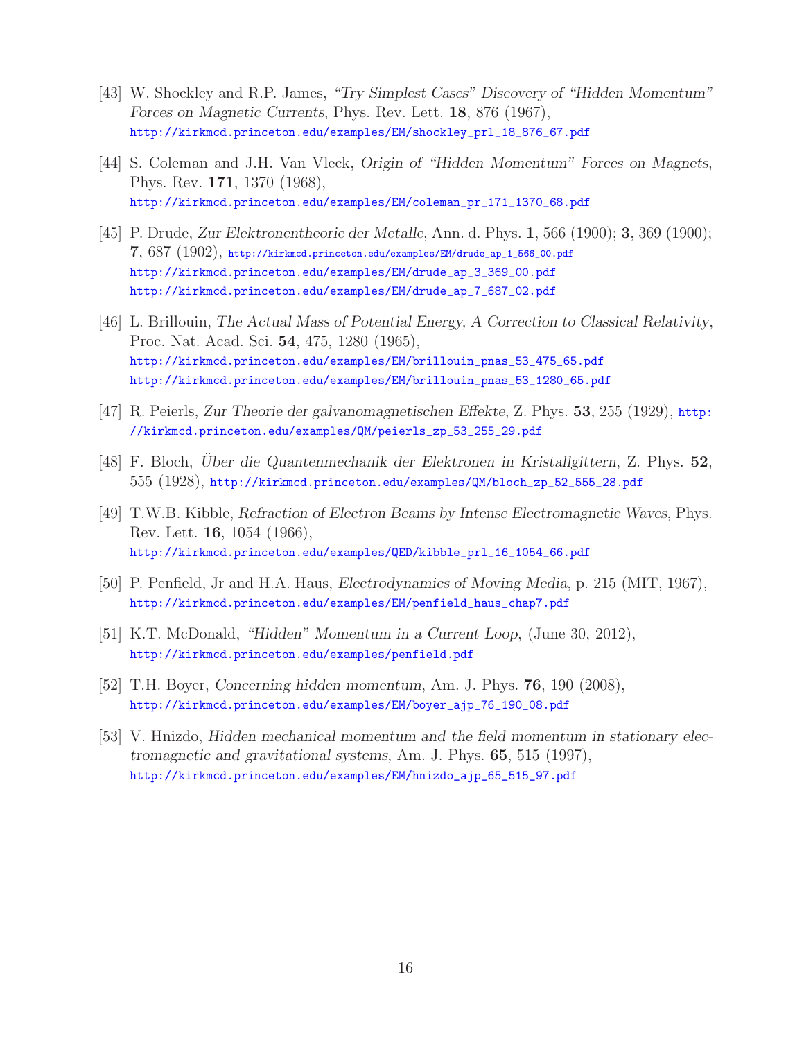[43] W. Shockley and R.P. James, *"Try Simplest Cases" Discovery of "Hidden Momentum" Forces on Magnetic Currents*, Phys. Rev. Lett. **18**, 876 (1967),
http://kirkmcd.princeton.edu/examples/EM/shockley_prl_18_876_67.pdf

[44] S. Coleman and J.H. Van Vleck, *Origin of "Hidden Momentum" Forces on Magnets*, Phys. Rev. **171**, 1370 (1968),
http://kirkmcd.princeton.edu/examples/EM/coleman_pr_171_1370_68.pdf

[45] P. Drude, *Zur Elektronentheorie der Metalle*, Ann. d. Phys. **1**, 566 (1900); **3**, 369 (1900); **7**, 687 (1902), http://kirkmcd.princeton.edu/examples/EM/drude_ap_1_566_00.pdf
http://kirkmcd.princeton.edu/examples/EM/drude_ap_3_369_00.pdf
http://kirkmcd.princeton.edu/examples/EM/drude_ap_7_687_02.pdf

[46] L. Brillouin, *The Actual Mass of Potential Energy, A Correction to Classical Relativity*, Proc. Nat. Acad. Sci. **54**, 475, 1280 (1965),
http://kirkmcd.princeton.edu/examples/EM/brillouin_pnas_53_475_65.pdf
http://kirkmcd.princeton.edu/examples/EM/brillouin_pnas_53_1280_65.pdf

[47] R. Peierls, *Zur Theorie der galvanomagnetischen Effekte*, Z. Phys. **53**, 255 (1929), http://kirkmcd.princeton.edu/examples/QM/peierls_zp_53_255_29.pdf

[48] F. Bloch, *Über die Quantenmechanik der Elektronen in Kristallgittern*, Z. Phys. **52**, 555 (1928), http://kirkmcd.princeton.edu/examples/QM/bloch_zp_52_555_28.pdf

[49] T.W.B. Kibble, *Refraction of Electron Beams by Intense Electromagnetic Waves*, Phys. Rev. Lett. **16**, 1054 (1966),
http://kirkmcd.princeton.edu/examples/QED/kibble_prl_16_1054_66.pdf

[50] P. Penfield, Jr and H.A. Haus, *Electrodynamics of Moving Media*, p. 215 (MIT, 1967),
http://kirkmcd.princeton.edu/examples/EM/penfield_haus_chap7.pdf

[51] K.T. McDonald, *"Hidden" Momentum in a Current Loop*, (June 30, 2012),
http://kirkmcd.princeton.edu/examples/penfield.pdf

[52] T.H. Boyer, *Concerning hidden momentum*, Am. J. Phys. **76**, 190 (2008),
http://kirkmcd.princeton.edu/examples/EM/boyer_ajp_76_190_08.pdf

[53] V. Hnizdo, *Hidden mechanical momentum and the field momentum in stationary electromagnetic and gravitational systems*, Am. J. Phys. **65**, 515 (1997),
http://kirkmcd.princeton.edu/examples/EM/hnizdo_ajp_65_515_97.pdf